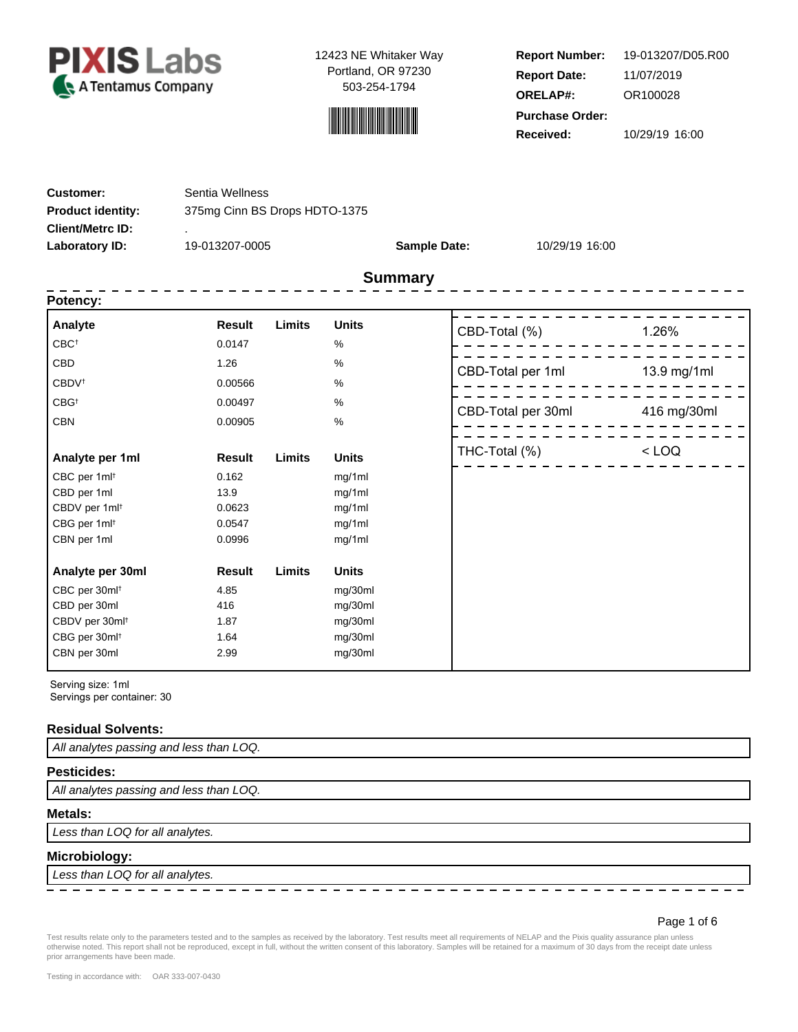**PIXIS Labs**
A Tentamus Company

12423 NE Whitaker Way
Portland, OR 97230
503-254-1794

**Report Number:** 19-013207/D05.R00
**Report Date:** 11/07/2019
**ORELAP#:** OR100028
**Purchase Order:**
**Received:** 10/29/19 16:00

**Customer:** Sentia Wellness
**Product identity:** 375mg Cinn BS Drops HDTO-1375
**Client/Metrc ID:** .
**Laboratory ID:** 19-013207-0005 **Sample Date:** 10/29/19 16:00

## Summary

### Potency:

| Analyte | Result | Limits | Units |
|---|---|---|---|
| CBC† | 0.0147 | | % |
| CBD | 1.26 | | % |
| CBDV† | 0.00566 | | % |
| CBG† | 0.00497 | | % |
| CBN | 0.00905 | | % |

| Analyte per 1ml | Result | Limits | Units |
|---|---|---|---|
| CBC per 1ml† | 0.162 | | mg/1ml |
| CBD per 1ml | 13.9 | | mg/1ml |
| CBDV per 1ml† | 0.0623 | | mg/1ml |
| CBG per 1ml† | 0.0547 | | mg/1ml |
| CBN per 1ml | 0.0996 | | mg/1ml |

| Analyte per 30ml | Result | Limits | Units |
|---|---|---|---|
| CBC per 30ml† | 4.85 | | mg/30ml |
| CBD per 30ml | 416 | | mg/30ml |
| CBDV per 30ml† | 1.87 | | mg/30ml |
| CBG per 30ml† | 1.64 | | mg/30ml |
| CBN per 30ml | 2.99 | | mg/30ml |

| | |
|---|---|
| CBD-Total (%) | 1.26% |
| CBD-Total per 1ml | 13.9 mg/1ml |
| CBD-Total per 30ml | 416 mg/30ml |
| THC-Total (%) | < LOQ |

Serving size: 1ml
Servings per container: 30

### Residual Solvents:

*All analytes passing and less than LOQ.*

### Pesticides:

*All analytes passing and less than LOQ.*

### Metals:

*Less than LOQ for all analytes.*

### Microbiology:

*Less than LOQ for all analytes.*

Test results relate only to the parameters tested and to the samples as received by the laboratory. Test results meet all requirements of NELAP and the Pixis quality assurance plan unless otherwise noted. This report shall not be reproduced, except in full, without the written consent of this laboratory. Samples will be retained for a maximum of 30 days from the receipt date unless prior arrangements have been made.

Testing in accordance with: OAR 333-007-0430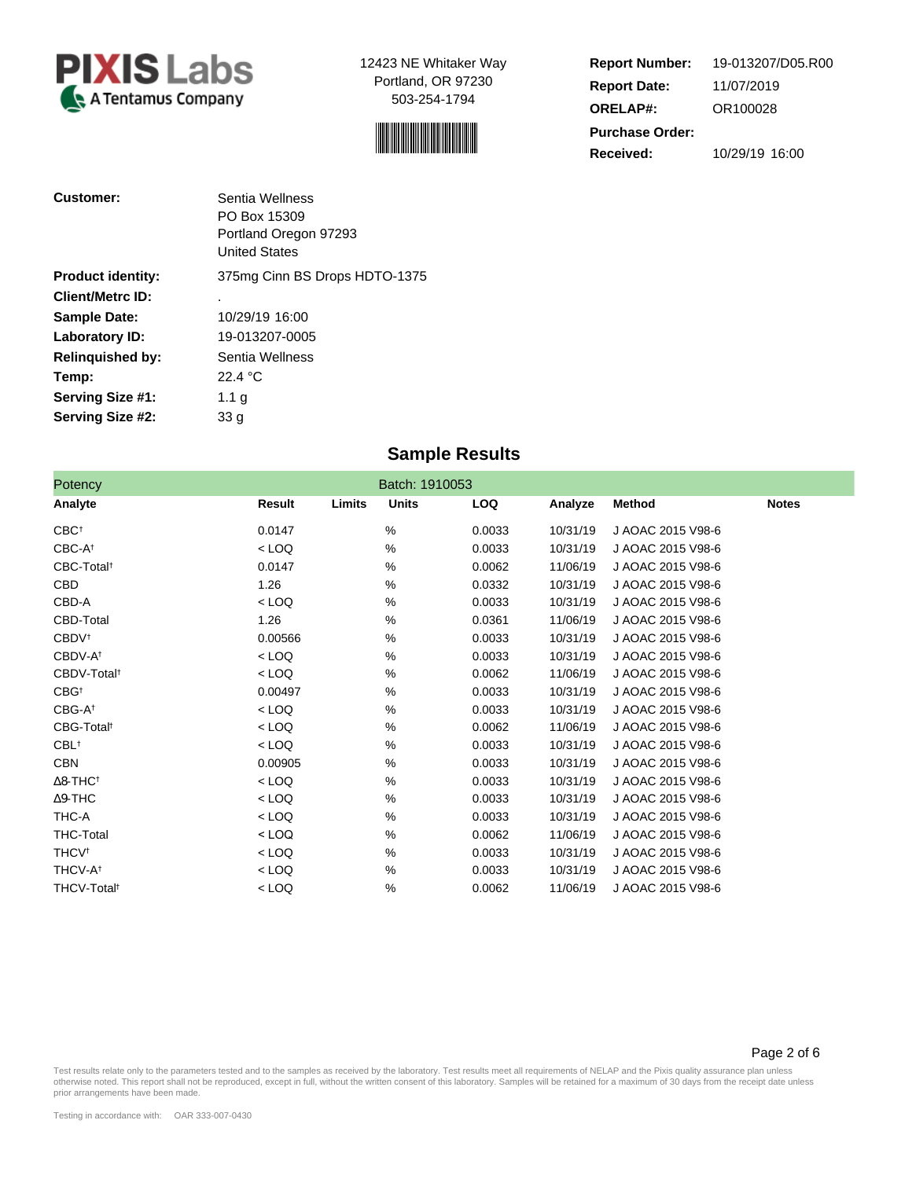**PIXIS Labs**
A Tentamus Company

12423 NE Whitaker Way
Portland, OR 97230
503-254-1794

| | |
|---|---|
| **Report Number:** | 19-013207/D05.R00 |
| **Report Date:** | 11/07/2019 |
| **ORELAP#:** | OR100028 |
| **Purchase Order:** | |
| **Received:** | 10/29/19 16:00 |

| | |
|---|---|
| **Customer:** | Sentia Wellness<br>PO Box 15309<br>Portland Oregon 97293<br>United States |
| **Product identity:** | 375mg Cinn BS Drops HDTO-1375 |
| **Client/Metrc ID:** | . |
| **Sample Date:** | 10/29/19 16:00 |
| **Laboratory ID:** | 19-013207-0005 |
| **Relinquished by:** | Sentia Wellness |
| **Temp:** | 22.4 °C |
| **Serving Size #1:** | 1.1 g |
| **Serving Size #2:** | 33 g |

## Sample Results

**Potency** — Batch: 1910053

| Analyte | Result | Limits | Units | LOQ | Analyze | Method | Notes |
|---|---|---|---|---|---|---|---|
| CBC† | 0.0147 | | % | 0.0033 | 10/31/19 | J AOAC 2015 V98-6 | |
| CBC-A† | < LOQ | | % | 0.0033 | 10/31/19 | J AOAC 2015 V98-6 | |
| CBC-Total† | 0.0147 | | % | 0.0062 | 11/06/19 | J AOAC 2015 V98-6 | |
| CBD | 1.26 | | % | 0.0332 | 10/31/19 | J AOAC 2015 V98-6 | |
| CBD-A | < LOQ | | % | 0.0033 | 10/31/19 | J AOAC 2015 V98-6 | |
| CBD-Total | 1.26 | | % | 0.0361 | 11/06/19 | J AOAC 2015 V98-6 | |
| CBDV† | 0.00566 | | % | 0.0033 | 10/31/19 | J AOAC 2015 V98-6 | |
| CBDV-A† | < LOQ | | % | 0.0033 | 10/31/19 | J AOAC 2015 V98-6 | |
| CBDV-Total† | < LOQ | | % | 0.0062 | 11/06/19 | J AOAC 2015 V98-6 | |
| CBG† | 0.00497 | | % | 0.0033 | 10/31/19 | J AOAC 2015 V98-6 | |
| CBG-A† | < LOQ | | % | 0.0033 | 10/31/19 | J AOAC 2015 V98-6 | |
| CBG-Total† | < LOQ | | % | 0.0062 | 11/06/19 | J AOAC 2015 V98-6 | |
| CBL† | < LOQ | | % | 0.0033 | 10/31/19 | J AOAC 2015 V98-6 | |
| CBN | 0.00905 | | % | 0.0033 | 10/31/19 | J AOAC 2015 V98-6 | |
| Δ8-THC† | < LOQ | | % | 0.0033 | 10/31/19 | J AOAC 2015 V98-6 | |
| Δ9-THC | < LOQ | | % | 0.0033 | 10/31/19 | J AOAC 2015 V98-6 | |
| THC-A | < LOQ | | % | 0.0033 | 10/31/19 | J AOAC 2015 V98-6 | |
| THC-Total | < LOQ | | % | 0.0062 | 11/06/19 | J AOAC 2015 V98-6 | |
| THCV† | < LOQ | | % | 0.0033 | 10/31/19 | J AOAC 2015 V98-6 | |
| THCV-A† | < LOQ | | % | 0.0033 | 10/31/19 | J AOAC 2015 V98-6 | |
| THCV-Total† | < LOQ | | % | 0.0062 | 11/06/19 | J AOAC 2015 V98-6 | |

Test results relate only to the parameters tested and to the samples as received by the laboratory. Test results meet all requirements of NELAP and the Pixis quality assurance plan unless otherwise noted. This report shall not be reproduced, except in full, without the written consent of this laboratory. Samples will be retained for a maximum of 30 days from the receipt date unless prior arrangements have been made.

Testing in accordance with: OAR 333-007-0430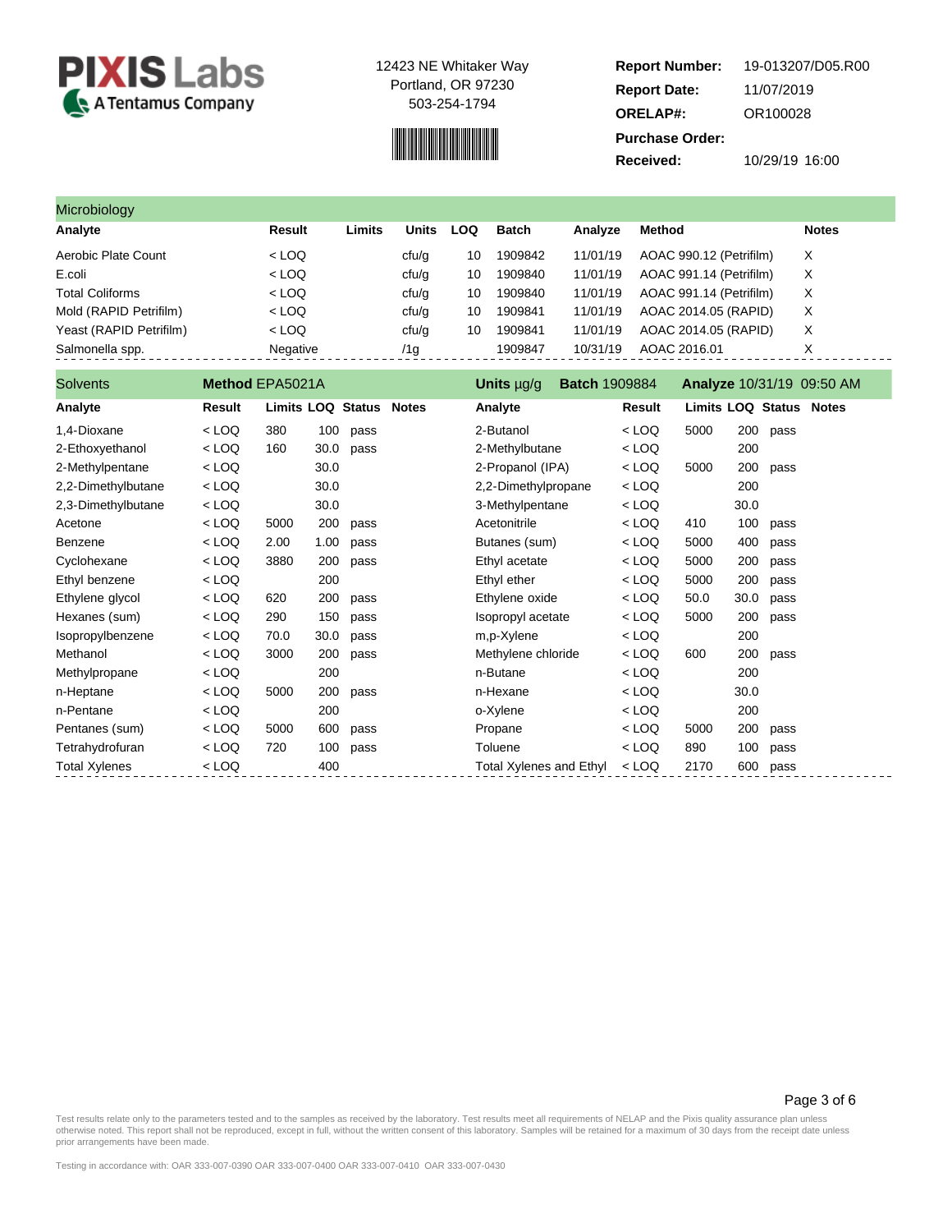**PIXIS Labs** A Tentamus Company

12423 NE Whitaker Way
Portland, OR 97230
503-254-1794

**Report Number:** 19-013207/D05.R00
**Report Date:** 11/07/2019
**ORELAP#:** OR100028
**Purchase Order:**
**Received:** 10/29/19 16:00

## Microbiology

| Analyte | Result | Limits | Units | LOQ | Batch | Analyze | Method | Notes |
|---|---|---|---|---|---|---|---|---|
| Aerobic Plate Count | < LOQ | | cfu/g | 10 | 1909842 | 11/01/19 | AOAC 990.12 (Petrifilm) | X |
| E.coli | < LOQ | | cfu/g | 10 | 1909840 | 11/01/19 | AOAC 991.14 (Petrifilm) | X |
| Total Coliforms | < LOQ | | cfu/g | 10 | 1909840 | 11/01/19 | AOAC 991.14 (Petrifilm) | X |
| Mold (RAPID Petrifilm) | < LOQ | | cfu/g | 10 | 1909841 | 11/01/19 | AOAC 2014.05 (RAPID) | X |
| Yeast (RAPID Petrifilm) | < LOQ | | cfu/g | 10 | 1909841 | 11/01/19 | AOAC 2014.05 (RAPID) | X |
| Salmonella spp. | Negative | | /1g | | 1909847 | 10/31/19 | AOAC 2016.01 | X |

## Solvents

**Method** EPA5021A **Units** µg/g **Batch** 1909884 **Analyze** 10/31/19 09:50 AM

| Analyte | Result | Limits | LOQ | Status | Notes |
|---|---|---|---|---|---|
| 1,4-Dioxane | < LOQ | 380 | 100 | pass | |
| 2-Ethoxyethanol | < LOQ | 160 | 30.0 | pass | |
| 2-Methylpentane | < LOQ | | 30.0 | | |
| 2,2-Dimethylbutane | < LOQ | | 30.0 | | |
| 2,3-Dimethylbutane | < LOQ | | 30.0 | | |
| Acetone | < LOQ | 5000 | 200 | pass | |
| Benzene | < LOQ | 2.00 | 1.00 | pass | |
| Cyclohexane | < LOQ | 3880 | 200 | pass | |
| Ethyl benzene | < LOQ | | 200 | | |
| Ethylene glycol | < LOQ | 620 | 200 | pass | |
| Hexanes (sum) | < LOQ | 290 | 150 | pass | |
| Isopropylbenzene | < LOQ | 70.0 | 30.0 | pass | |
| Methanol | < LOQ | 3000 | 200 | pass | |
| Methylpropane | < LOQ | | 200 | | |
| n-Heptane | < LOQ | 5000 | 200 | pass | |
| n-Pentane | < LOQ | | 200 | | |
| Pentanes (sum) | < LOQ | 5000 | 600 | pass | |
| Tetrahydrofuran | < LOQ | 720 | 100 | pass | |
| Total Xylenes | < LOQ | | 400 | | |
| 2-Butanol | < LOQ | 5000 | 200 | pass | |
| 2-Methylbutane | < LOQ | | 200 | | |
| 2-Propanol (IPA) | < LOQ | 5000 | 200 | pass | |
| 2,2-Dimethylpropane | < LOQ | | 200 | | |
| 3-Methylpentane | < LOQ | | 30.0 | | |
| Acetonitrile | < LOQ | 410 | 100 | pass | |
| Butanes (sum) | < LOQ | 5000 | 400 | pass | |
| Ethyl acetate | < LOQ | 5000 | 200 | pass | |
| Ethyl ether | < LOQ | 5000 | 200 | pass | |
| Ethylene oxide | < LOQ | 50.0 | 30.0 | pass | |
| Isopropyl acetate | < LOQ | 5000 | 200 | pass | |
| m,p-Xylene | < LOQ | | 200 | | |
| Methylene chloride | < LOQ | 600 | 200 | pass | |
| n-Butane | < LOQ | | 200 | | |
| n-Hexane | < LOQ | | 30.0 | | |
| o-Xylene | < LOQ | | 200 | | |
| Propane | < LOQ | 5000 | 200 | pass | |
| Toluene | < LOQ | 890 | 100 | pass | |
| Total Xylenes and Ethyl | < LOQ | 2170 | 600 | pass | |

Test results relate only to the parameters tested and to the samples as received by the laboratory. Test results meet all requirements of NELAP and the Pixis quality assurance plan unless otherwise noted. This report shall not be reproduced, except in full, without the written consent of this laboratory. Samples will be retained for a maximum of 30 days from the receipt date unless prior arrangements have been made.

Testing in accordance with: OAR 333-007-0390 OAR 333-007-0400 OAR 333-007-0410 OAR 333-007-0430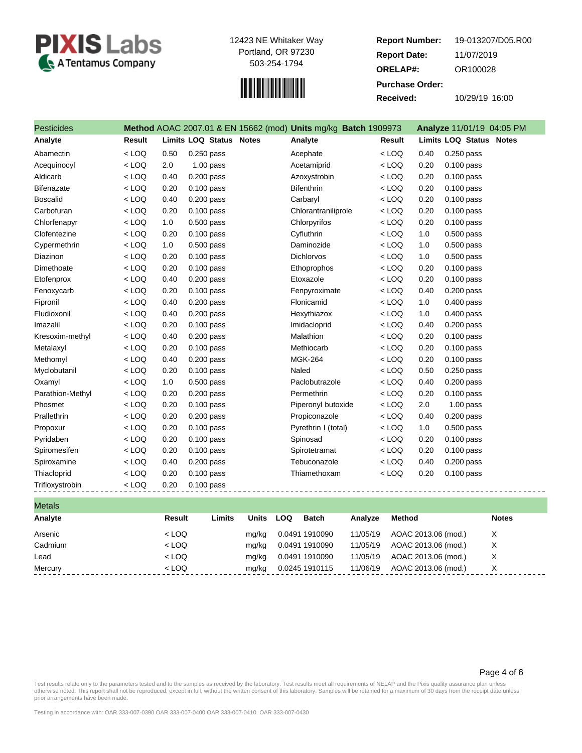**PIXIS Labs**
A Tentamus Company

12423 NE Whitaker Way
Portland, OR 97230
503-254-1794

**Report Number:** 19-013207/D05.R00
**Report Date:** 11/07/2019
**ORELAP#:** OR100028
**Purchase Order:**
**Received:** 10/29/19 16:00

## Pesticides

**Method** AOAC 2007.01 & EN 15662 (mod) **Units** mg/kg **Batch** 1909973 **Analyze** 11/01/19 04:05 PM

| Analyte | Result | Limits | LOQ | Status | Notes | Analyte | Result | Limits | LOQ | Status | Notes |
|---|---|---|---|---|---|---|---|---|---|---|---|
| Abamectin | < LOQ | 0.50 | 0.250 | pass | | Acephate | < LOQ | 0.40 | 0.250 | pass | |
| Acequinocyl | < LOQ | 2.0 | 1.00 | pass | | Acetamiprid | < LOQ | 0.20 | 0.100 | pass | |
| Aldicarb | < LOQ | 0.40 | 0.200 | pass | | Azoxystrobin | < LOQ | 0.20 | 0.100 | pass | |
| Bifenazate | < LOQ | 0.20 | 0.100 | pass | | Bifenthrin | < LOQ | 0.20 | 0.100 | pass | |
| Boscalid | < LOQ | 0.40 | 0.200 | pass | | Carbaryl | < LOQ | 0.20 | 0.100 | pass | |
| Carbofuran | < LOQ | 0.20 | 0.100 | pass | | Chlorantraniliprole | < LOQ | 0.20 | 0.100 | pass | |
| Chlorfenapyr | < LOQ | 1.0 | 0.500 | pass | | Chlorpyrifos | < LOQ | 0.20 | 0.100 | pass | |
| Clofentezine | < LOQ | 0.20 | 0.100 | pass | | Cyfluthrin | < LOQ | 1.0 | 0.500 | pass | |
| Cypermethrin | < LOQ | 1.0 | 0.500 | pass | | Daminozide | < LOQ | 1.0 | 0.500 | pass | |
| Diazinon | < LOQ | 0.20 | 0.100 | pass | | Dichlorvos | < LOQ | 1.0 | 0.500 | pass | |
| Dimethoate | < LOQ | 0.20 | 0.100 | pass | | Ethoprophos | < LOQ | 0.20 | 0.100 | pass | |
| Etofenprox | < LOQ | 0.40 | 0.200 | pass | | Etoxazole | < LOQ | 0.20 | 0.100 | pass | |
| Fenoxycarb | < LOQ | 0.20 | 0.100 | pass | | Fenpyroximate | < LOQ | 0.40 | 0.200 | pass | |
| Fipronil | < LOQ | 0.40 | 0.200 | pass | | Flonicamid | < LOQ | 1.0 | 0.400 | pass | |
| Fludioxonil | < LOQ | 0.40 | 0.200 | pass | | Hexythiazox | < LOQ | 1.0 | 0.400 | pass | |
| Imazalil | < LOQ | 0.20 | 0.100 | pass | | Imidacloprid | < LOQ | 0.40 | 0.200 | pass | |
| Kresoxim-methyl | < LOQ | 0.40 | 0.200 | pass | | Malathion | < LOQ | 0.20 | 0.100 | pass | |
| Metalaxyl | < LOQ | 0.20 | 0.100 | pass | | Methiocarb | < LOQ | 0.20 | 0.100 | pass | |
| Methomyl | < LOQ | 0.40 | 0.200 | pass | | MGK-264 | < LOQ | 0.20 | 0.100 | pass | |
| Myclobutanil | < LOQ | 0.20 | 0.100 | pass | | Naled | < LOQ | 0.50 | 0.250 | pass | |
| Oxamyl | < LOQ | 1.0 | 0.500 | pass | | Paclobutrazole | < LOQ | 0.40 | 0.200 | pass | |
| Parathion-Methyl | < LOQ | 0.20 | 0.200 | pass | | Permethrin | < LOQ | 0.20 | 0.100 | pass | |
| Phosmet | < LOQ | 0.20 | 0.100 | pass | | Piperonyl butoxide | < LOQ | 2.0 | 1.00 | pass | |
| Prallethrin | < LOQ | 0.20 | 0.200 | pass | | Propiconazole | < LOQ | 0.40 | 0.200 | pass | |
| Propoxur | < LOQ | 0.20 | 0.100 | pass | | Pyrethrin I (total) | < LOQ | 1.0 | 0.500 | pass | |
| Pyridaben | < LOQ | 0.20 | 0.100 | pass | | Spinosad | < LOQ | 0.20 | 0.100 | pass | |
| Spiromesifen | < LOQ | 0.20 | 0.100 | pass | | Spirotetramat | < LOQ | 0.20 | 0.100 | pass | |
| Spiroxamine | < LOQ | 0.40 | 0.200 | pass | | Tebuconazole | < LOQ | 0.40 | 0.200 | pass | |
| Thiacloprid | < LOQ | 0.20 | 0.100 | pass | | Thiamethoxam | < LOQ | 0.20 | 0.100 | pass | |
| Trifloxystrobin | < LOQ | 0.20 | 0.100 | pass | | | | | | | |

## Metals

| Analyte | Result | Limits | Units | LOQ | Batch | Analyze | Method | Notes |
|---|---|---|---|---|---|---|---|---|
| Arsenic | < LOQ | | mg/kg | 0.0491 | 1910090 | 11/05/19 | AOAC 2013.06 (mod.) | X |
| Cadmium | < LOQ | | mg/kg | 0.0491 | 1910090 | 11/05/19 | AOAC 2013.06 (mod.) | X |
| Lead | < LOQ | | mg/kg | 0.0491 | 1910090 | 11/05/19 | AOAC 2013.06 (mod.) | X |
| Mercury | < LOQ | | mg/kg | 0.0245 | 1910115 | 11/06/19 | AOAC 2013.06 (mod.) | X |

Test results relate only to the parameters tested and to the samples as received by the laboratory. Test results meet all requirements of NELAP and the Pixis quality assurance plan unless otherwise noted. This report shall not be reproduced, except in full, without the written consent of this laboratory. Samples will be retained for a maximum of 30 days from the receipt date unless prior arrangements have been made.

Testing in accordance with: OAR 333-007-0390 OAR 333-007-0400 OAR 333-007-0410 OAR 333-007-0430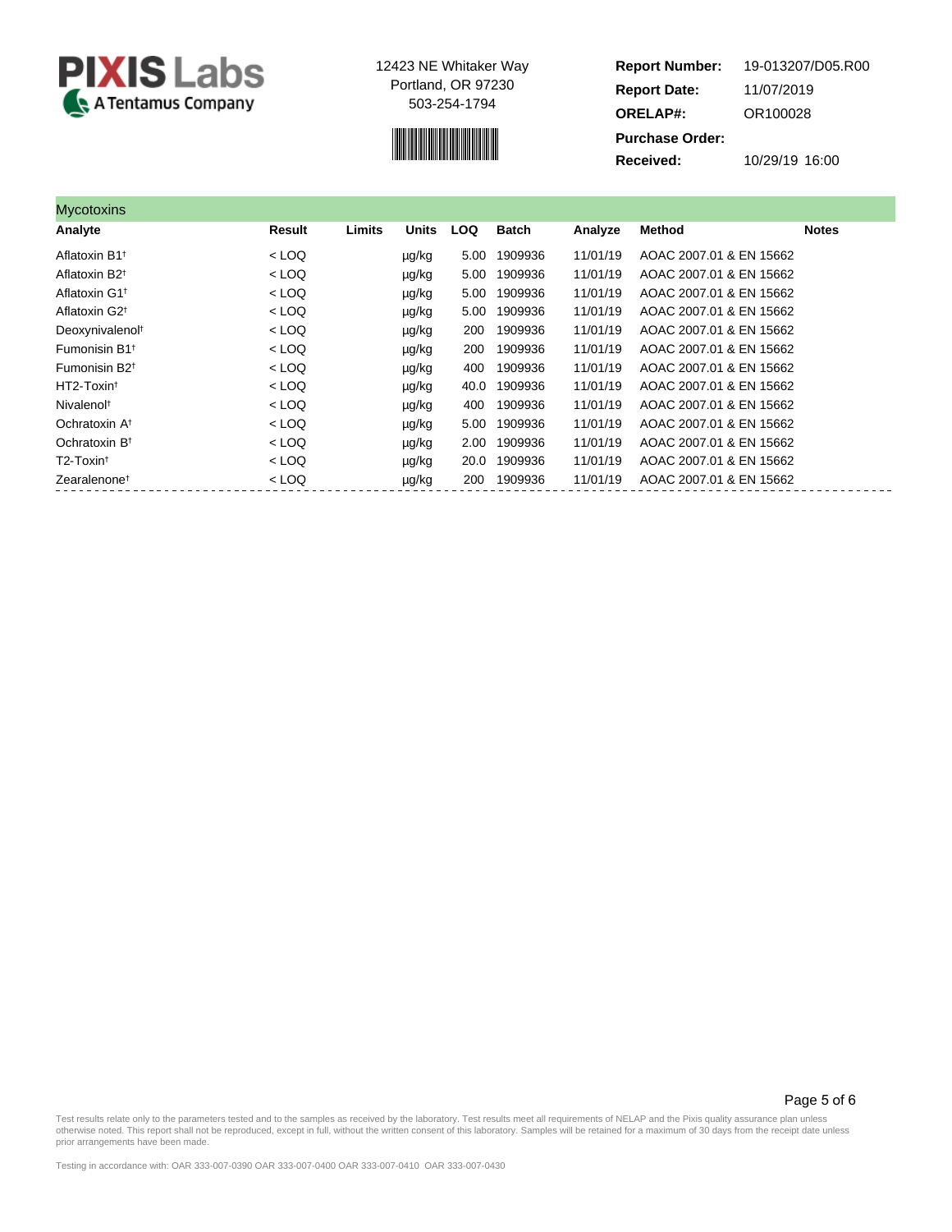**PIXIS Labs**
A Tentamus Company

12423 NE Whitaker Way
Portland, OR 97230
503-254-1794

**Report Number:** 19-013207/D05.R00
**Report Date:** 11/07/2019
**ORELAP#:** OR100028
**Purchase Order:**
**Received:** 10/29/19 16:00

## Mycotoxins

| Analyte | Result | Limits | Units | LOQ | Batch | Analyze | Method | Notes |
|---|---|---|---|---|---|---|---|---|
| Aflatoxin B1† | < LOQ | | µg/kg | 5.00 | 1909936 | 11/01/19 | AOAC 2007.01 & EN 15662 | |
| Aflatoxin B2† | < LOQ | | µg/kg | 5.00 | 1909936 | 11/01/19 | AOAC 2007.01 & EN 15662 | |
| Aflatoxin G1† | < LOQ | | µg/kg | 5.00 | 1909936 | 11/01/19 | AOAC 2007.01 & EN 15662 | |
| Aflatoxin G2† | < LOQ | | µg/kg | 5.00 | 1909936 | 11/01/19 | AOAC 2007.01 & EN 15662 | |
| Deoxynivalenol† | < LOQ | | µg/kg | 200 | 1909936 | 11/01/19 | AOAC 2007.01 & EN 15662 | |
| Fumonisin B1† | < LOQ | | µg/kg | 200 | 1909936 | 11/01/19 | AOAC 2007.01 & EN 15662 | |
| Fumonisin B2† | < LOQ | | µg/kg | 400 | 1909936 | 11/01/19 | AOAC 2007.01 & EN 15662 | |
| HT2-Toxin† | < LOQ | | µg/kg | 40.0 | 1909936 | 11/01/19 | AOAC 2007.01 & EN 15662 | |
| Nivalenol† | < LOQ | | µg/kg | 400 | 1909936 | 11/01/19 | AOAC 2007.01 & EN 15662 | |
| Ochratoxin A† | < LOQ | | µg/kg | 5.00 | 1909936 | 11/01/19 | AOAC 2007.01 & EN 15662 | |
| Ochratoxin B† | < LOQ | | µg/kg | 2.00 | 1909936 | 11/01/19 | AOAC 2007.01 & EN 15662 | |
| T2-Toxin† | < LOQ | | µg/kg | 20.0 | 1909936 | 11/01/19 | AOAC 2007.01 & EN 15662 | |
| Zearalenone† | < LOQ | | µg/kg | 200 | 1909936 | 11/01/19 | AOAC 2007.01 & EN 15662 | |

Test results relate only to the parameters tested and to the samples as received by the laboratory. Test results meet all requirements of NELAP and the Pixis quality assurance plan unless otherwise noted. This report shall not be reproduced, except in full, without the written consent of this laboratory. Samples will be retained for a maximum of 30 days from the receipt date unless prior arrangements have been made.

Testing in accordance with: OAR 333-007-0390 OAR 333-007-0400 OAR 333-007-0410 OAR 333-007-0430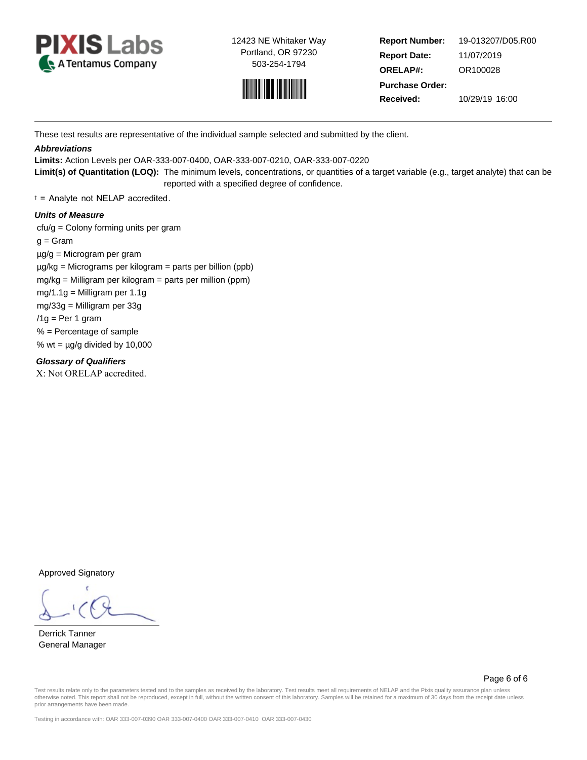**PIXIS Labs**
A Tentamus Company

12423 NE Whitaker Way
Portland, OR 97230
503-254-1794

| | |
|---|---|
| **Report Number:** | 19-013207/D05.R00 |
| **Report Date:** | 11/07/2019 |
| **ORELAP#:** | OR100028 |
| **Purchase Order:** | |
| **Received:** | 10/29/19 16:00 |

These test results are representative of the individual sample selected and submitted by the client.

***Abbreviations***

**Limits:** Action Levels per OAR-333-007-0400, OAR-333-007-0210, OAR-333-007-0220

**Limit(s) of Quantitation (LOQ):** The minimum levels, concentrations, or quantities of a target variable (e.g., target analyte) that can be reported with a specified degree of confidence.

† = Analyte not NELAP accredited.

***Units of Measure***

cfu/g = Colony forming units per gram

g = Gram

µg/g = Microgram per gram

µg/kg = Micrograms per kilogram = parts per billion (ppb)

mg/kg = Milligram per kilogram = parts per million (ppm)

mg/1.1g = Milligram per 1.1g

mg/33g = Milligram per 33g

/1g = Per 1 gram

% = Percentage of sample

% wt = µg/g divided by 10,000

***Glossary of Qualifiers***

X: Not ORELAP accredited.

Approved Signatory

Derrick Tanner
General Manager

Test results relate only to the parameters tested and to the samples as received by the laboratory. Test results meet all requirements of NELAP and the Pixis quality assurance plan unless otherwise noted. This report shall not be reproduced, except in full, without the written consent of this laboratory. Samples will be retained for a maximum of 30 days from the receipt date unless prior arrangements have been made.

Testing in accordance with: OAR 333-007-0390 OAR 333-007-0400 OAR 333-007-0410 OAR 333-007-0430